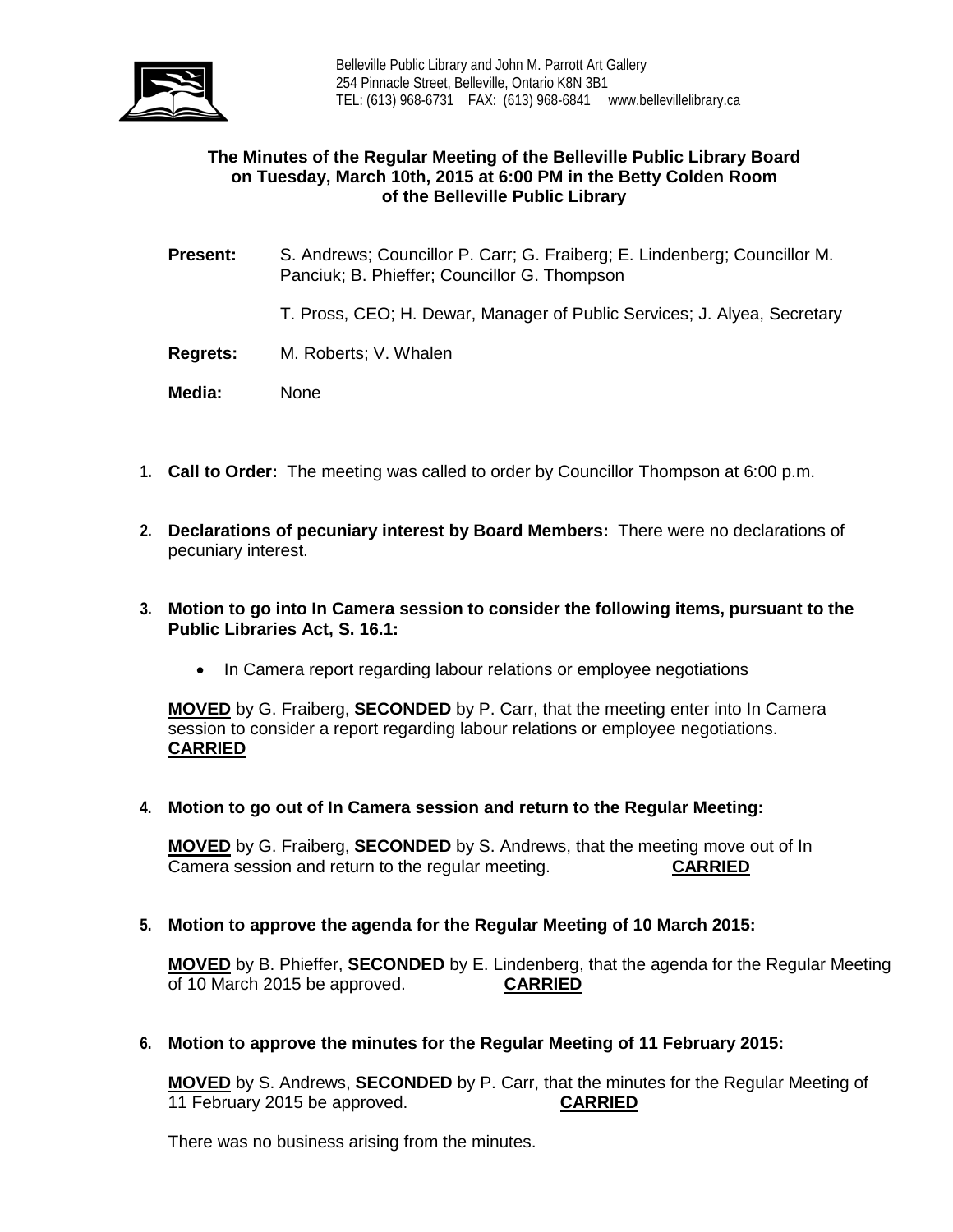Belleville Public Library and John M. Parrott Art Gallery
254 Pinnacle Street, Belleville, Ontario K8N 3B1
TEL: (613) 968-6731 FAX: (613) 968-6841 www.bellevillelibrary.ca

**The Minutes of the Regular Meeting of the Belleville Public Library Board on Tuesday, March 10th, 2015 at 6:00 PM in the Betty Colden Room of the Belleville Public Library**

**Present:** S. Andrews; Councillor P. Carr; G. Fraiberg; E. Lindenberg; Councillor M. Panciuk; B. Phieffer; Councillor G. Thompson

T. Pross, CEO; H. Dewar, Manager of Public Services; J. Alyea, Secretary

**Regrets:** M. Roberts; V. Whalen

**Media:** None

1. **Call to Order:** The meeting was called to order by Councillor Thompson at 6:00 p.m.

2. **Declarations of pecuniary interest by Board Members:** There were no declarations of pecuniary interest.

3. **Motion to go into In Camera session to consider the following items, pursuant to the Public Libraries Act, S. 16.1:**

   - In Camera report regarding labour relations or employee negotiations

   **MOVED** by G. Fraiberg, **SECONDED** by P. Carr, that the meeting enter into In Camera session to consider a report regarding labour relations or employee negotiations. **CARRIED**

4. **Motion to go out of In Camera session and return to the Regular Meeting:**

   **MOVED** by G. Fraiberg, **SECONDED** by S. Andrews, that the meeting move out of In Camera session and return to the regular meeting. **CARRIED**

5. **Motion to approve the agenda for the Regular Meeting of 10 March 2015:**

   **MOVED** by B. Phieffer, **SECONDED** by E. Lindenberg, that the agenda for the Regular Meeting of 10 March 2015 be approved. **CARRIED**

6. **Motion to approve the minutes for the Regular Meeting of 11 February 2015:**

   **MOVED** by S. Andrews, **SECONDED** by P. Carr, that the minutes for the Regular Meeting of 11 February 2015 be approved. **CARRIED**

   There was no business arising from the minutes.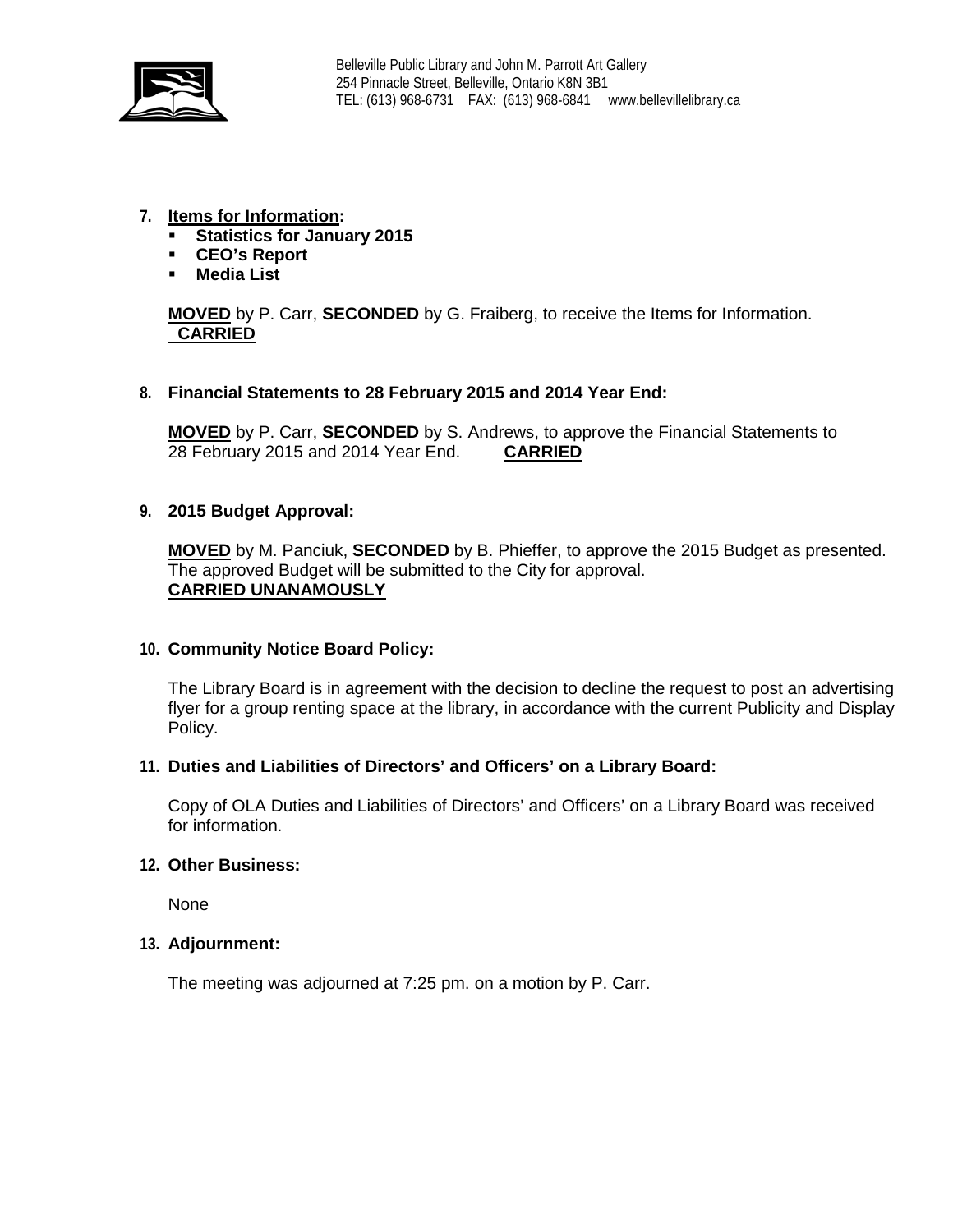Belleville Public Library and John M. Parrott Art Gallery
254 Pinnacle Street, Belleville, Ontario K8N 3B1
TEL: (613) 968-6731 FAX: (613) 968-6841 www.bellevillelibrary.ca

**7. Items for Information:**

- **Statistics for January 2015**
- **CEO's Report**
- **Media List**

**MOVED** by P. Carr, **SECONDED** by G. Fraiberg, to receive the Items for Information. **CARRIED**

**8. Financial Statements to 28 February 2015 and 2014 Year End:**

**MOVED** by P. Carr, **SECONDED** by S. Andrews, to approve the Financial Statements to 28 February 2015 and 2014 Year End. **CARRIED**

**9. 2015 Budget Approval:**

**MOVED** by M. Panciuk, **SECONDED** by B. Phieffer, to approve the 2015 Budget as presented. The approved Budget will be submitted to the City for approval.
**CARRIED UNANAMOUSLY**

**10. Community Notice Board Policy:**

The Library Board is in agreement with the decision to decline the request to post an advertising flyer for a group renting space at the library, in accordance with the current Publicity and Display Policy.

**11. Duties and Liabilities of Directors' and Officers' on a Library Board:**

Copy of OLA Duties and Liabilities of Directors' and Officers' on a Library Board was received for information.

**12. Other Business:**

None

**13. Adjournment:**

The meeting was adjourned at 7:25 pm. on a motion by P. Carr.